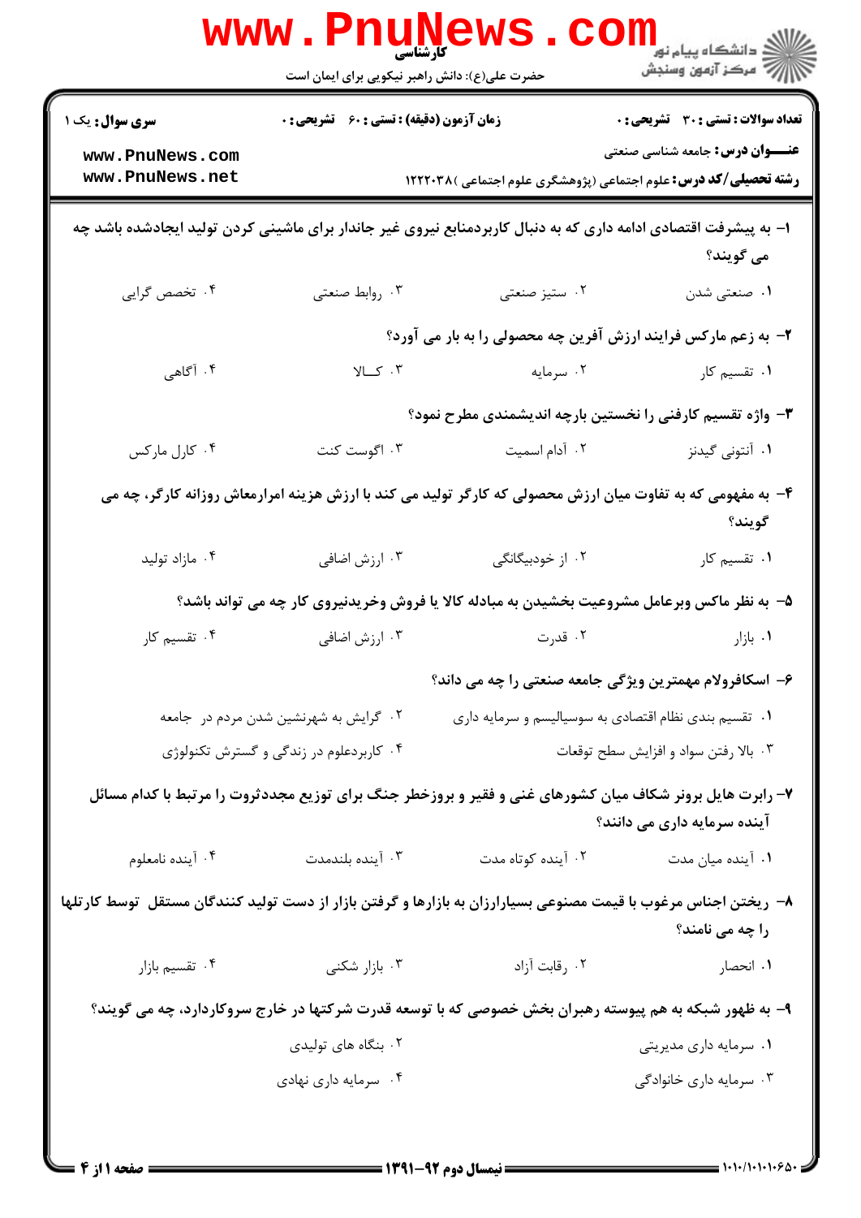کارشناسی

حضرت علی(ع): دانش راهبر نیکویی برای ایمان است

**سری سوال:** یک ۱

**زمان آزمون (دقیقه) : تستی : ۶۰ تشریحی : ۰**

**تعداد سوالات : تستی : ۳۰ تشریحی : ۰**

**عنـــوان درس:** جامعه شناسی صنعتی

**رشته تحصیلی/کد درس:** علوم اجتماعی (پژوهشگری علوم اجتماعی )۱۲۲۲۰۳۸

---

**۱- به پیشرفت اقتصادی ادامه داری که به دنبال کاربردمنابع نیروی غیر جاندار برای ماشینی کردن تولید ایجادشده باشد چه می گویند؟**

۱. صنعتی شدن
۲. ستیز صنعتی
۳. روابط صنعتی
۴. تخصص گرایی

**۲- به زعم مارکس فرایند ارزش آفرین چه محصولی را به بار می آورد؟**

۱. تقسیم کار
۲. سرمایه
۳. کــالا
۴. آگاهی

**۳- واژه تقسیم کارفنی را نخستین بارچه اندیشمندی مطرح نمود؟**

۱. آنتونی گیدنز
۲. آدام اسمیت
۳. اگوست کنت
۴. کارل مارکس

**۴- به مفهومی که به تفاوت میان ارزش محصولی که کارگر تولید می کند با ارزش هزینه امرارمعاش روزانه کارگر، چه می گویند؟**

۱. تقسیم کار
۲. از خودبیگانگی
۳. ارزش اضافی
۴. مازاد تولید

**۵- به نظر ماکس وبرعامل مشروعیت بخشیدن به مبادله کالا یا فروش وخریدنیروی کار چه می تواند باشد؟**

۱. بازار
۲. قدرت
۳. ارزش اضافی
۴. تقسیم کار

**۶- اسکافرولام مهمترین ویژگی جامعه صنعتی را چه می داند؟**

۱. تقسیم بندی نظام اقتصادی به سوسیالیسم و سرمایه داری
۲. گرایش به شهرنشین شدن مردم در جامعه
۳. بالا رفتن سواد و افزایش سطح توقعات
۴. کاربردعلوم در زندگی و گسترش تکنولوژی

**۷- رابرت هایل برونر شکاف میان کشورهای غنی و فقیر و بروزخطر جنگ برای توزیع مجددثروت را مرتبط با کدام مسائل آینده سرمایه داری می دانند؟**

۱. آینده میان مدت
۲. آینده کوتاه مدت
۳. آینده بلندمدت
۴. آینده نامعلوم

**۸- ریختن اجناس مرغوب با قیمت مصنوعی بسیارارزان به بازارها و گرفتن بازار از دست تولید کنندگان مستقل توسط کارتلها را چه می نامند؟**

۱. انحصار
۲. رقابت آزاد
۳. بازار شکنی
۴. تقسیم بازار

**۹- به ظهور شبکه به هم پیوسته رهبران بخش خصوصی که با توسعه قدرت شرکتها در خارج سروکاردارد، چه می گویند؟**

۱. سرمایه داری مدیریتی
۲. بنگاه های تولیدی
۳. سرمایه داری خانوادگی
۴. سرمایه داری نهادی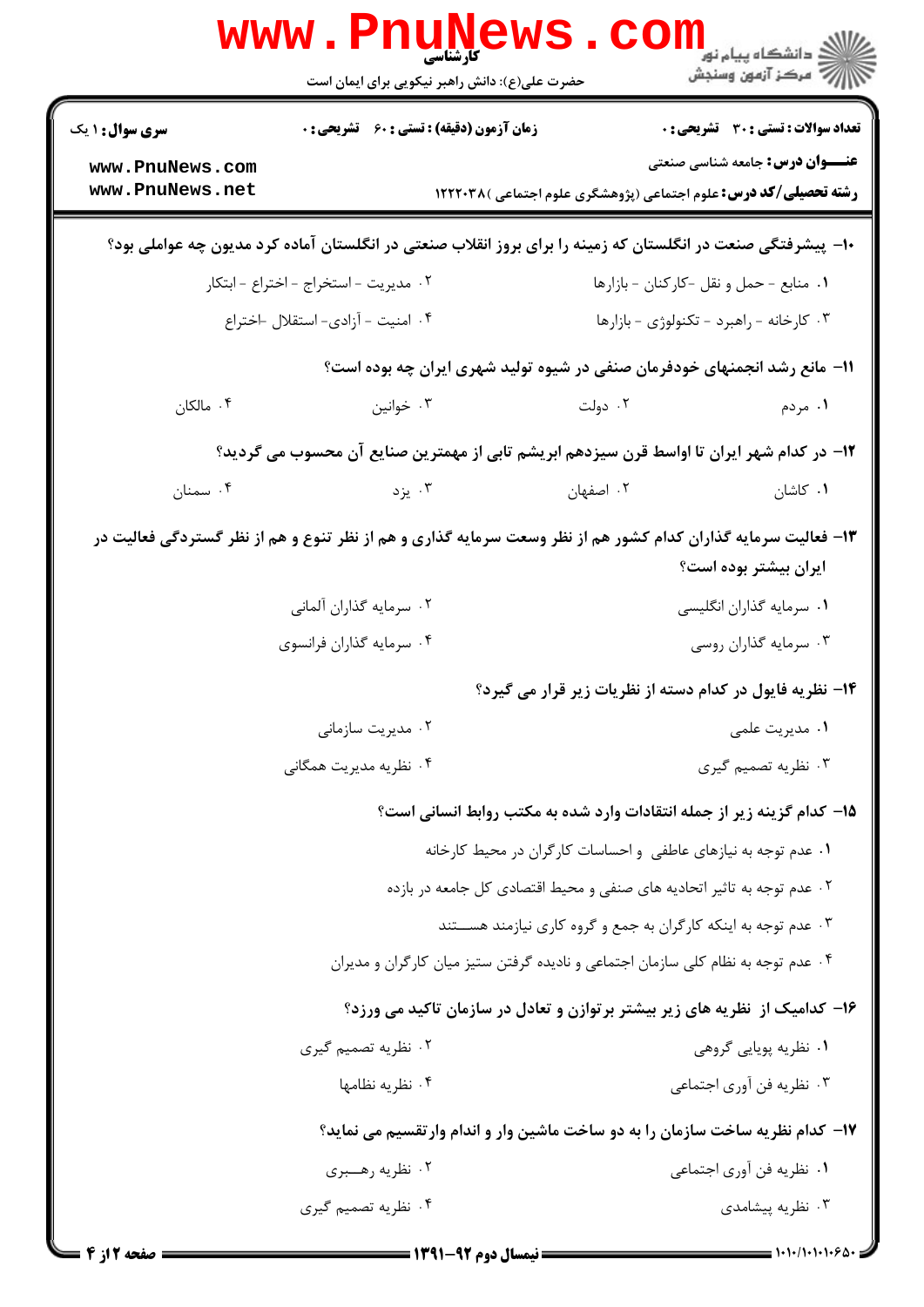۱۰- پیشرفتگی صنعت در انگلستان که زمینه را برای بروز انقلاب صنعتی در انگلستان آماده کرد مدیون چه عواملی بود؟

۱. منابع - حمل و نقل -کارکنان - بازارها

۲. مدیریت - استخراج - اختراع - ابتکار

۳. کارخانه - راهبرد - تکنولوژی - بازارها

۴. امنیت - آزادی- استقلال -اختراع

۱۱- مانع رشد انجمنهای خودفرمان صنفی در شیوه تولید شهری ایران چه بوده است؟

۱. مردم

۲. دولت

۳. خوانین

۴. مالکان

۱۲- در کدام شهر ایران تا اواسط قرن سیزدهم ابریشم تابی از مهمترین صنایع آن محسوب می گردید؟

۱. کاشان

۲. اصفهان

۳. یزد

۴. سمنان

۱۳- فعالیت سرمایه گذاران کدام کشور هم از نظر وسعت سرمایه گذاری و هم از نظر تنوع و هم از نظر گستردگی فعالیت در ایران بیشتر بوده است؟

۱. سرمایه گذاران انگلیسی

۲. سرمایه گذاران آلمانی

۳. سرمایه گذاران روسی

۴. سرمایه گذاران فرانسوی

۱۴- نظریه فایول در کدام دسته از نظریات زیر قرار می گیرد؟

۱. مدیریت علمی

۲. مدیریت سازمانی

۳. نظریه تصمیم گیری

۴. نظریه مدیریت همگانی

۱۵- کدام گزینه زیر از جمله انتقادات وارد شده به مکتب روابط انسانی است؟

۱. عدم توجه به نیازهای عاطفی و احساسات کارگران در محیط کارخانه

۲. عدم توجه به تاثیر اتحادیه های صنفی و محیط اقتصادی کل جامعه در بازده

۳. عدم توجه به اینکه کارگران به جمع و گروه کاری نیازمند هستند

۴. عدم توجه به نظام کلی سازمان اجتماعی و نادیده گرفتن ستیز میان کارگران و مدیران

۱۶- کدامیک از نظریه های زیر بیشتر برتوازن و تعادل در سازمان تاکید می ورزد؟

۱. نظریه پویایی گروهی

۲. نظریه تصمیم گیری

۳. نظریه فن آوری اجتماعی

۴. نظریه نظامها

۱۷- کدام نظریه ساخت سازمان را به دو ساخت ماشین وار و اندام وارتقسیم می نماید؟

۱. نظریه فن آوری اجتماعی

۲. نظریه رهبری

۳. نظریه پیشامدی

۴. نظریه تصمیم گیری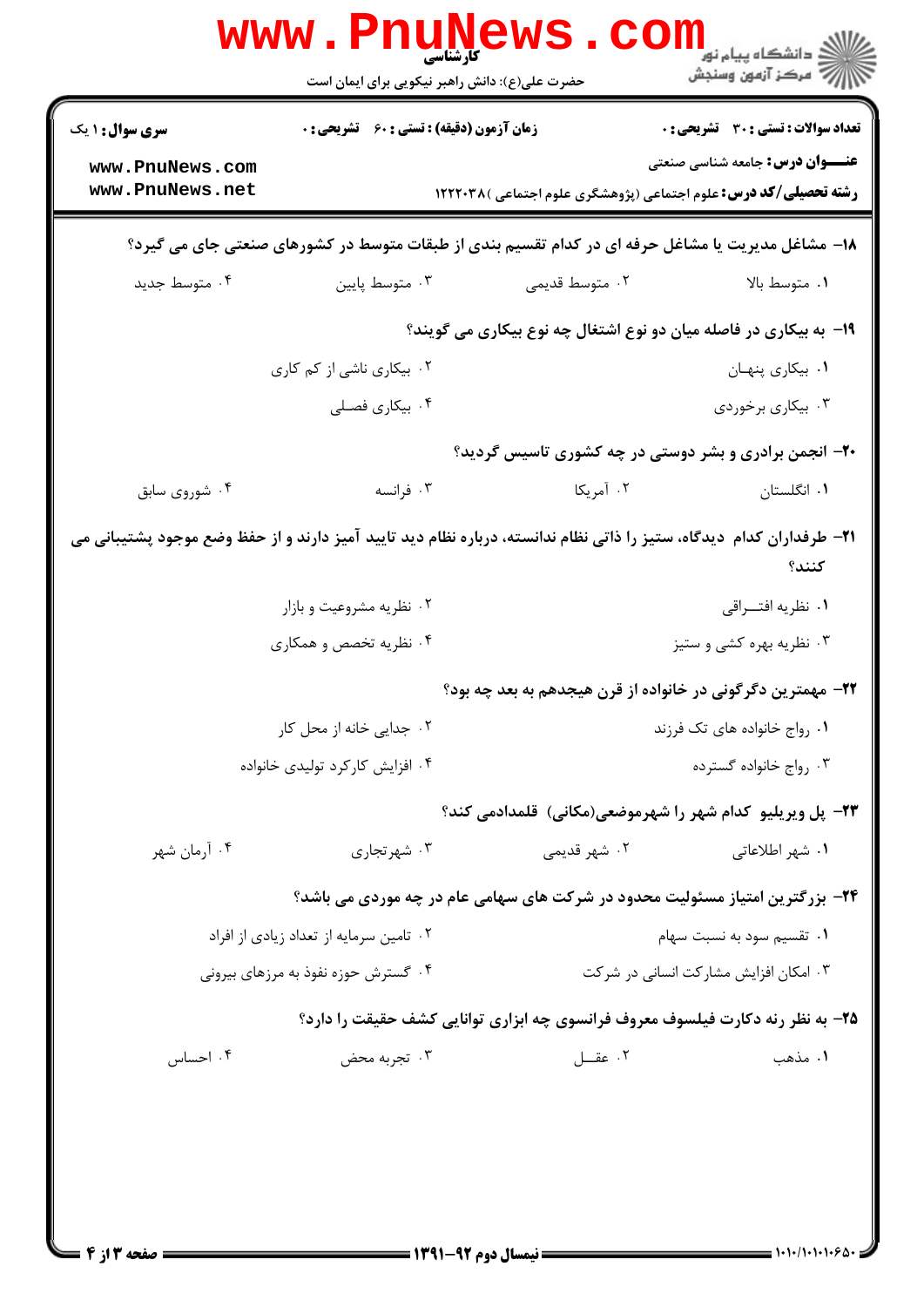۱۸– مشاغل مدیریت یا مشاغل حرفه ای در کدام تقسیم بندی از طبقات متوسط در کشورهای صنعتی جای می گیرد؟

۱. متوسط بالا
۲. متوسط قدیمی
۳. متوسط پایین
۴. متوسط جدید

۱۹– به بیکاری در فاصله میان دو نوع اشتغال چه نوع بیکاری می گویند؟

۱. بیکاری پنهان
۲. بیکاری ناشی از کم کاری
۳. بیکاری برخوردی
۴. بیکاری فصلی

۲۰– انجمن برادری و بشر دوستی در چه کشوری تاسیس گردید؟

۱. انگلستان
۲. آمریکا
۳. فرانسه
۴. شوروی سابق

۲۱– طرفداران کدام دیدگاه، ستیز را ذاتی نظام ندانسته، درباره نظام دید تایید آمیز دارند و از حفظ وضع موجود پشتیبانی می کنند؟

۱. نظریه افتراقی
۲. نظریه مشروعیت و بازار
۳. نظریه بهره کشی و ستیز
۴. نظریه تخصص و همکاری

۲۲– مهمترین دگرگونی در خانواده از قرن هیجدهم به بعد چه بود؟

۱. رواج خانواده های تک فرزند
۲. جدایی خانه از محل کار
۳. رواج خانواده گسترده
۴. افزایش کارکرد تولیدی خانواده

۲۳– پل ویریلیو کدام شهر را شهرموضعی(مکانی) قلمدادمی کند؟

۱. شهر اطلاعاتی
۲. شهر قدیمی
۳. شهرتجاری
۴. آرمان شهر

۲۴– بزرگترین امتیاز مسئولیت محدود در شرکت های سهامی عام در چه موردی می باشد؟

۱. تقسیم سود به نسبت سهام
۲. تامین سرمایه از تعداد زیادی از افراد
۳. امکان افزایش مشارکت انسانی در شرکت
۴. گسترش حوزه نفوذ به مرزهای بیرونی

۲۵– به نظر رنه دکارت فیلسوف معروف فرانسوی چه ابزاری توانایی کشف حقیقت را دارد؟

۱. مذهب
۲. عقل
۳. تجربه محض
۴. احساس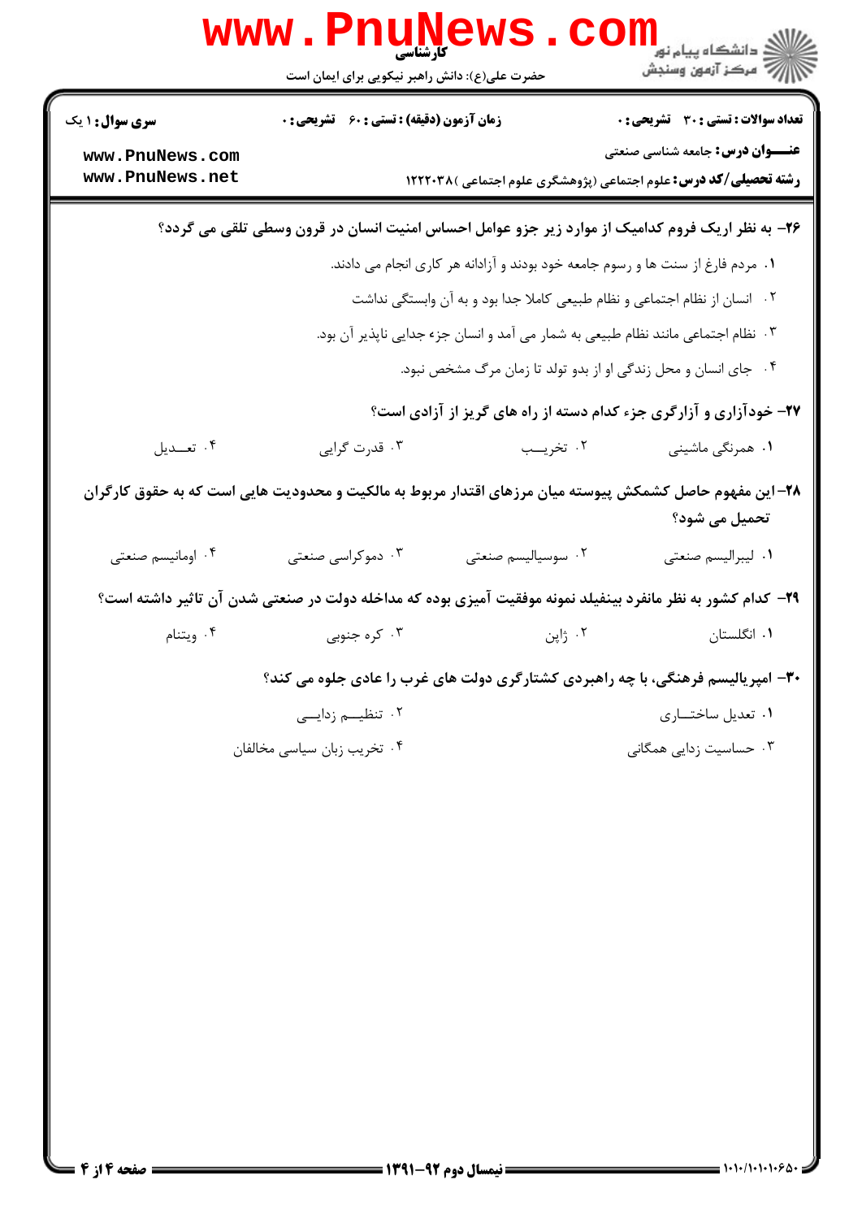۲۶- به نظر اریک فروم کدامیک از موارد زیر جزو عوامل احساس امنیت انسان در قرون وسطی تلقی می گردد؟

۱. مردم فارغ از سنت ها و رسوم جامعه خود بودند و آزادانه هر کاری انجام می دادند.

۲. انسان از نظام اجتماعی و نظام طبیعی کاملا جدا بود و به آن وابستگی نداشت

۳. نظام اجتماعی مانند نظام طبیعی به شمار می آمد و انسان جزء جدایی ناپذیر آن بود.

۴. جای انسان و محل زندگی او از بدو تولد تا زمان مرگ مشخص نبود.

۲۷- خودآزاری و آزارگری جزء کدام دسته از راه های گریز از آزادی است؟

۱. همرنگی ماشینی

۲. تخریب

۳. قدرت گرایی

۴. تعدیل

۲۸- این مفهوم حاصل کشمکش پیوسته میان مرزهای اقتدار مربوط به مالکیت و محدودیت هایی است که به حقوق کارگران تحمیل می شود؟

۱. لیبرالیسم صنعتی

۲. سوسیالیسم صنعتی

۳. دموکراسی صنعتی

۴. اومانیسم صنعتی

۲۹- کدام کشور به نظر مانفرد بینفیلد نمونه موفقیت آمیزی بوده که مداخله دولت در صنعتی شدن آن تاثیر داشته است؟

۱. انگلستان

۲. ژاپن

۳. کره جنوبی

۴. ویتنام

۳۰- امپریالیسم فرهنگی، با چه راهبردی کشتارگری دولت های غرب را عادی جلوه می کند؟

۱. تعدیل ساختاری

۲. تنظیم زدایی

۳. حساسیت زدایی همگانی

۴. تخریب زبان سیاسی مخالفان